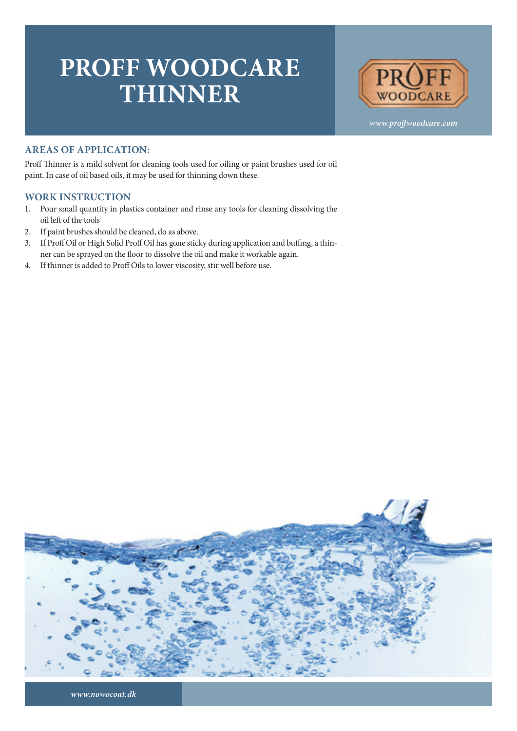# PROFF WOODCARE THINNER

PROFF WOODCARE

*www.proffwoodcare.com*

## AREAS OF APPLICATION:

Proff Thinner is a mild solvent for cleaning tools used for oiling or paint brushes used for oil paint. In case of oil based oils, it may be used for thinning down these.

## WORK INSTRUCTION

1. Pour small quantity in plastics container and rinse any tools for cleaning dissolving the oil left of the tools
2. If paint brushes should be cleaned, do as above.
3. If Proff Oil or High Solid Proff Oil has gone sticky during application and buffing, a thinner can be sprayed on the floor to dissolve the oil and make it workable again.
4. If thinner is added to Proff Oils to lower viscosity, stir well before use.

*www.nowocoat.dk*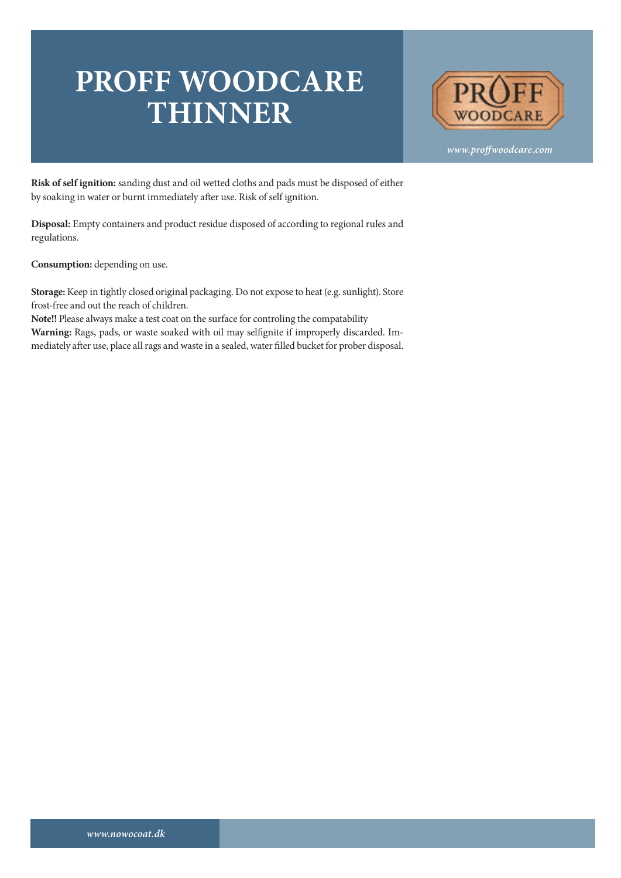# PROFF WOODCARE THINNER

*www.proffwoodcare.com*

**Risk of self ignition:** sanding dust and oil wetted cloths and pads must be disposed of either by soaking in water or burnt immediately after use. Risk of self ignition.

**Disposal:** Empty containers and product residue disposed of according to regional rules and regulations.

**Consumption:** depending on use.

**Storage:** Keep in tightly closed original packaging. Do not expose to heat (e.g. sunlight). Store frost-free and out the reach of children.
**Note!!** Please always make a test coat on the surface for controling the compatability
**Warning:** Rags, pads, or waste soaked with oil may selfignite if improperly discarded. Immediately after use, place all rags and waste in a sealed, water filled bucket for prober disposal.

*www.nowocoat.dk*